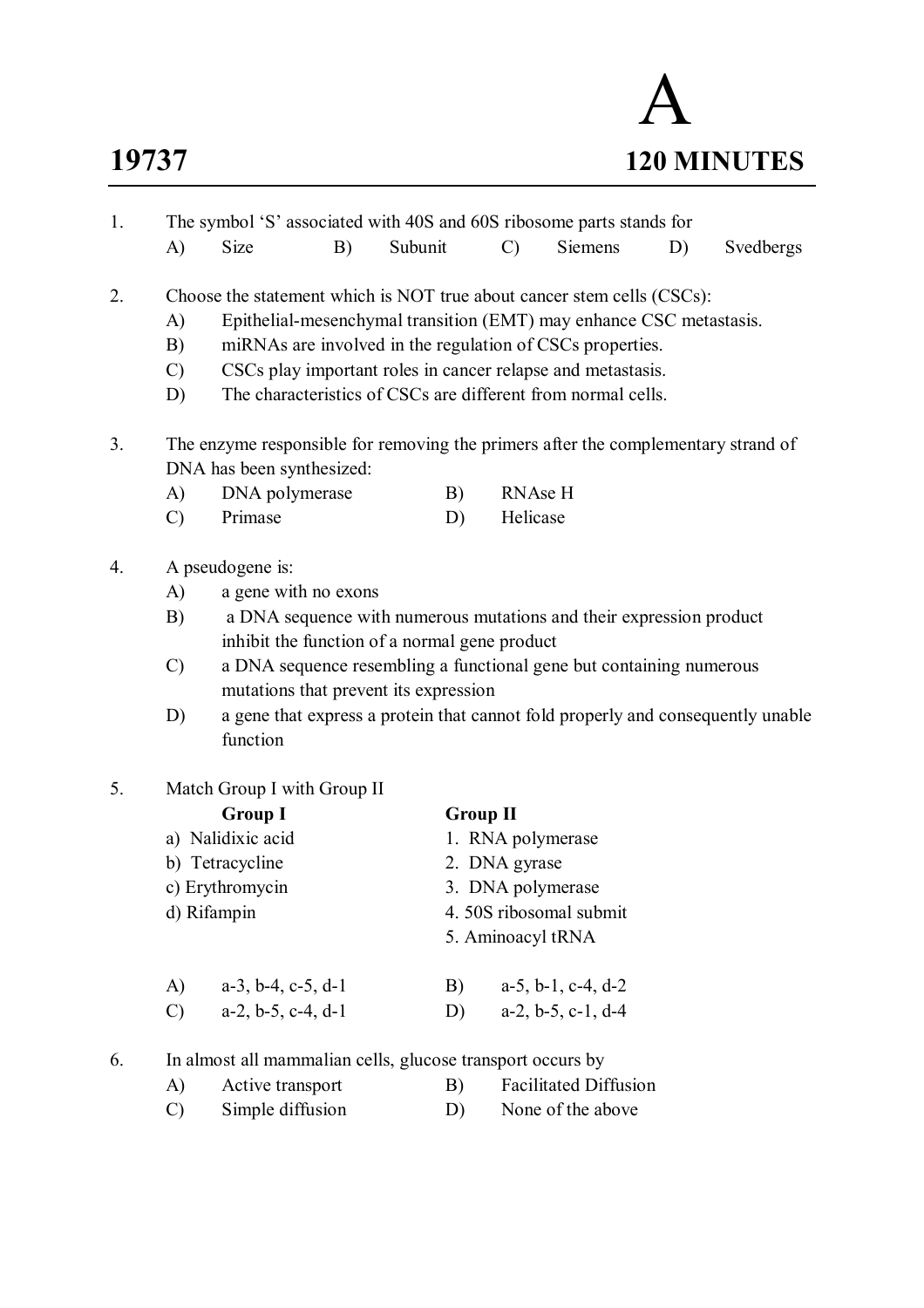**19737** **A** **120 MINUTES**

1. The symbol 'S' associated with 40S and 60S ribosome parts stands for
   A) Size  B) Subunit  C) Siemens  D) Svedbergs

2. Choose the statement which is NOT true about cancer stem cells (CSCs):
   A) Epithelial-mesenchymal transition (EMT) may enhance CSC metastasis.
   B) miRNAs are involved in the regulation of CSCs properties.
   C) CSCs play important roles in cancer relapse and metastasis.
   D) The characteristics of CSCs are different from normal cells.

3. The enzyme responsible for removing the primers after the complementary strand of DNA has been synthesized:
   A) DNA polymerase  B) RNAse H
   C) Primase  D) Helicase

4. A pseudogene is:
   A) a gene with no exons
   B) a DNA sequence with numerous mutations and their expression product inhibit the function of a normal gene product
   C) a DNA sequence resembling a functional gene but containing numerous mutations that prevent its expression
   D) a gene that express a protein that cannot fold properly and consequently unable function

5. Match Group I with Group II

| Group I | Group II |
|---|---|
| a) Nalidixic acid | 1. RNA polymerase |
| b) Tetracycline | 2. DNA gyrase |
| c) Erythromycin | 3. DNA polymerase |
| d) Rifampin | 4. 50S ribosomal submit |
| | 5. Aminoacyl tRNA |

   A) a-3, b-4, c-5, d-1  B) a-5, b-1, c-4, d-2
   C) a-2, b-5, c-4, d-1  D) a-2, b-5, c-1, d-4

6. In almost all mammalian cells, glucose transport occurs by
   A) Active transport  B) Facilitated Diffusion
   C) Simple diffusion  D) None of the above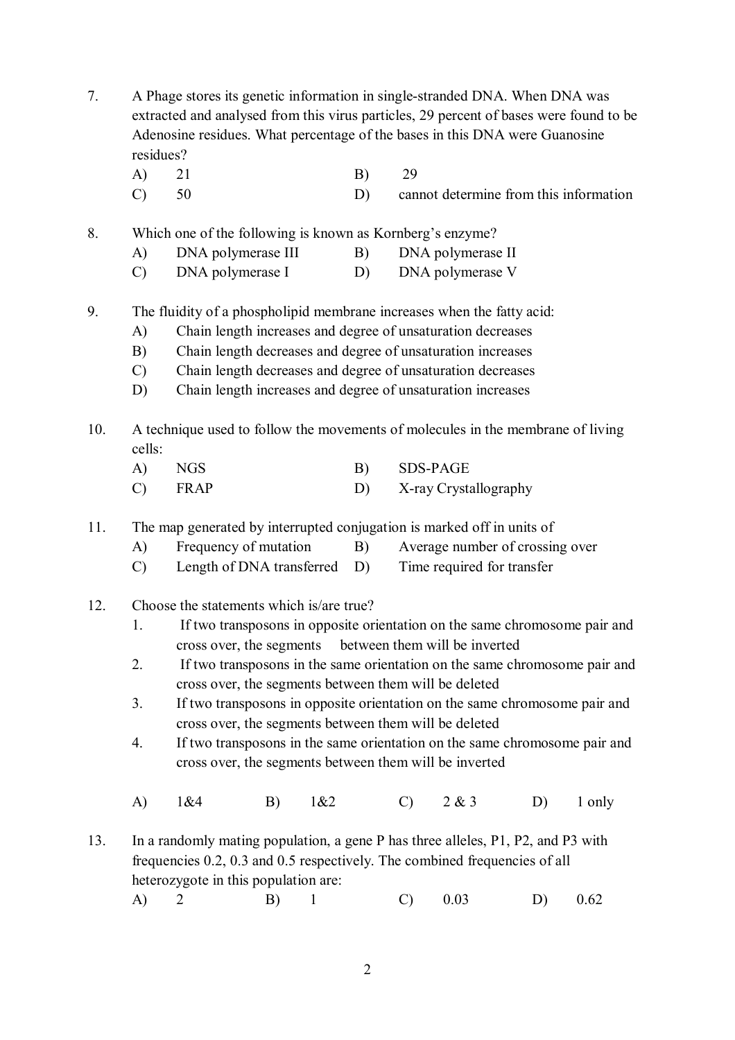7. A Phage stores its genetic information in single-stranded DNA. When DNA was extracted and analysed from this virus particles, 29 percent of bases were found to be Adenosine residues. What percentage of the bases in this DNA were Guanosine residues?

   A) 21 &nbsp;&nbsp;&nbsp;&nbsp; B) 29

   C) 50 &nbsp;&nbsp;&nbsp;&nbsp; D) cannot determine from this information

8. Which one of the following is known as Kornberg's enzyme?

   A) DNA polymerase III &nbsp;&nbsp;&nbsp;&nbsp; B) DNA polymerase II

   C) DNA polymerase I &nbsp;&nbsp;&nbsp;&nbsp; D) DNA polymerase V

9. The fluidity of a phospholipid membrane increases when the fatty acid:

   A) Chain length increases and degree of unsaturation decreases

   B) Chain length decreases and degree of unsaturation increases

   C) Chain length decreases and degree of unsaturation decreases

   D) Chain length increases and degree of unsaturation increases

10. A technique used to follow the movements of molecules in the membrane of living cells:

    A) NGS &nbsp;&nbsp;&nbsp;&nbsp; B) SDS-PAGE

    C) FRAP &nbsp;&nbsp;&nbsp;&nbsp; D) X-ray Crystallography

11. The map generated by interrupted conjugation is marked off in units of

    A) Frequency of mutation &nbsp;&nbsp;&nbsp;&nbsp; B) Average number of crossing over

    C) Length of DNA transferred &nbsp;&nbsp;&nbsp;&nbsp; D) Time required for transfer

12. Choose the statements which is/are true?

    1. If two transposons in opposite orientation on the same chromosome pair and cross over, the segments between them will be inverted
    2. If two transposons in the same orientation on the same chromosome pair and cross over, the segments between them will be deleted
    3. If two transposons in opposite orientation on the same chromosome pair and cross over, the segments between them will be deleted
    4. If two transposons in the same orientation on the same chromosome pair and cross over, the segments between them will be inverted

    A) 1&4 &nbsp;&nbsp;&nbsp;&nbsp; B) 1&2 &nbsp;&nbsp;&nbsp;&nbsp; C) 2 & 3 &nbsp;&nbsp;&nbsp;&nbsp; D) 1 only

13. In a randomly mating population, a gene P has three alleles, P1, P2, and P3 with frequencies 0.2, 0.3 and 0.5 respectively. The combined frequencies of all heterozygote in this population are:

    A) 2 &nbsp;&nbsp;&nbsp;&nbsp; B) 1 &nbsp;&nbsp;&nbsp;&nbsp; C) 0.03 &nbsp;&nbsp;&nbsp;&nbsp; D) 0.62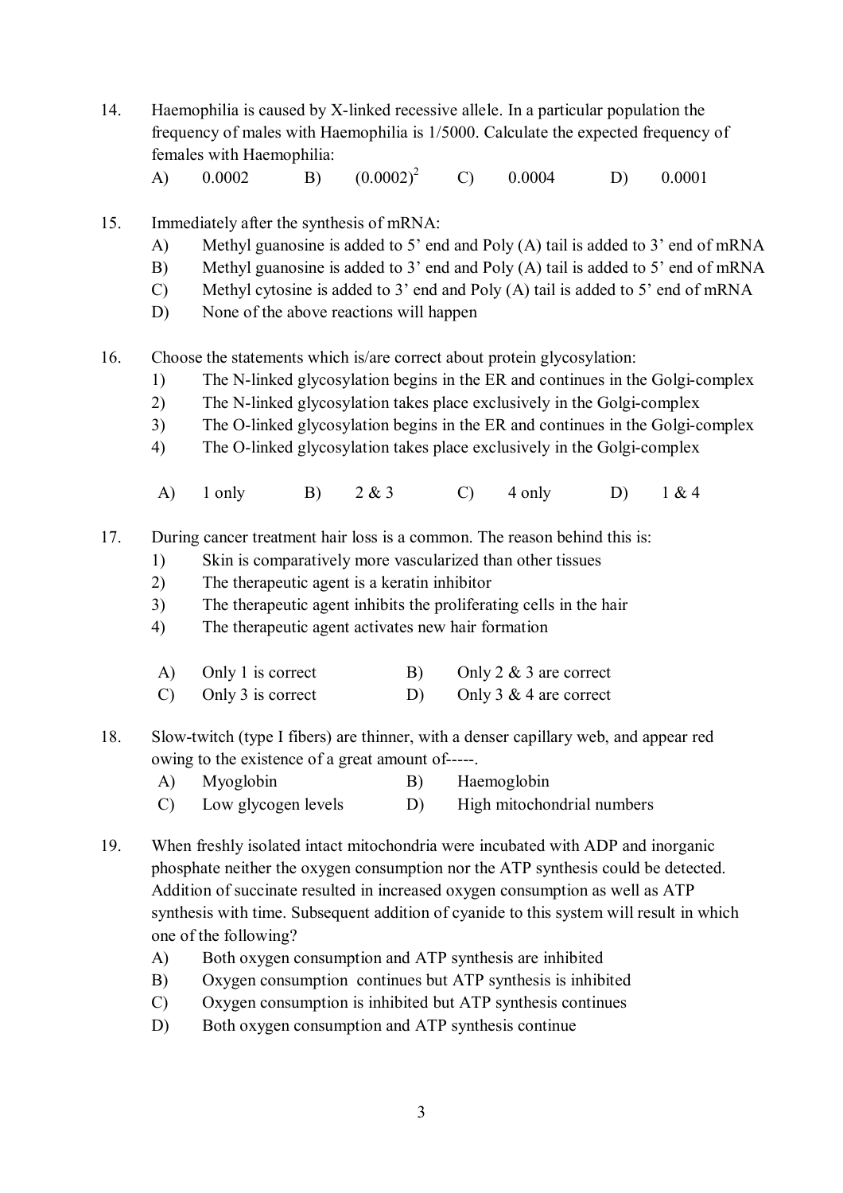14. Haemophilia is caused by X-linked recessive allele. In a particular population the frequency of males with Haemophilia is 1/5000. Calculate the expected frequency of females with Haemophilia:

    A) 0.0002 B) $(0.0002)^2$ C) 0.0004 D) 0.0001

15. Immediately after the synthesis of mRNA:

    A) Methyl guanosine is added to 5' end and Poly (A) tail is added to 3' end of mRNA
    B) Methyl guanosine is added to 3' end and Poly (A) tail is added to 5' end of mRNA
    C) Methyl cytosine is added to 3' end and Poly (A) tail is added to 5' end of mRNA
    D) None of the above reactions will happen

16. Choose the statements which is/are correct about protein glycosylation:

    1) The N-linked glycosylation begins in the ER and continues in the Golgi-complex
    2) The N-linked glycosylation takes place exclusively in the Golgi-complex
    3) The O-linked glycosylation begins in the ER and continues in the Golgi-complex
    4) The O-linked glycosylation takes place exclusively in the Golgi-complex

    A) 1 only B) 2 & 3 C) 4 only D) 1 & 4

17. During cancer treatment hair loss is a common. The reason behind this is:

    1) Skin is comparatively more vascularized than other tissues
    2) The therapeutic agent is a keratin inhibitor
    3) The therapeutic agent inhibits the proliferating cells in the hair
    4) The therapeutic agent activates new hair formation

    A) Only 1 is correct B) Only 2 & 3 are correct
    C) Only 3 is correct D) Only 3 & 4 are correct

18. Slow-twitch (type I fibers) are thinner, with a denser capillary web, and appear red owing to the existence of a great amount of-----.

    A) Myoglobin B) Haemoglobin
    C) Low glycogen levels D) High mitochondrial numbers

19. When freshly isolated intact mitochondria were incubated with ADP and inorganic phosphate neither the oxygen consumption nor the ATP synthesis could be detected. Addition of succinate resulted in increased oxygen consumption as well as ATP synthesis with time. Subsequent addition of cyanide to this system will result in which one of the following?

    A) Both oxygen consumption and ATP synthesis are inhibited
    B) Oxygen consumption continues but ATP synthesis is inhibited
    C) Oxygen consumption is inhibited but ATP synthesis continues
    D) Both oxygen consumption and ATP synthesis continue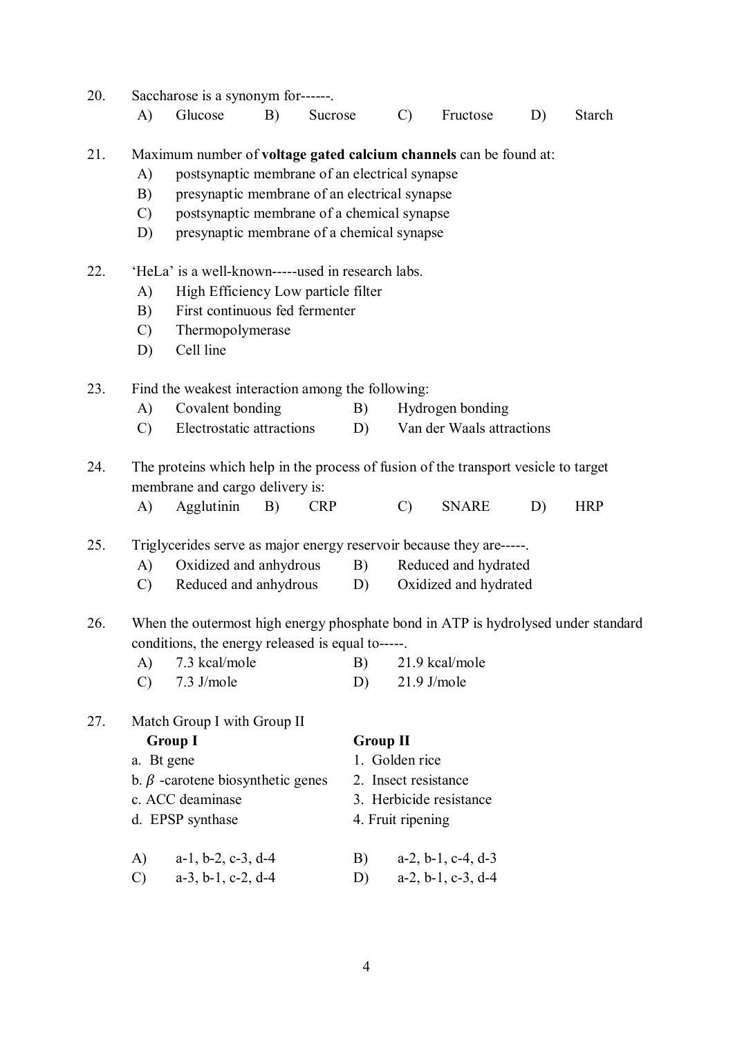20. Saccharose is a synonym for------.

    A) Glucose B) Sucrose C) Fructose D) Starch

21. Maximum number of **voltage gated calcium channels** can be found at:

    A) postsynaptic membrane of an electrical synapse
    B) presynaptic membrane of an electrical synapse
    C) postsynaptic membrane of a chemical synapse
    D) presynaptic membrane of a chemical synapse

22. 'HeLa' is a well-known-----used in research labs.

    A) High Efficiency Low particle filter
    B) First continuous fed fermenter
    C) Thermopolymerase
    D) Cell line

23. Find the weakest interaction among the following:

    A) Covalent bonding B) Hydrogen bonding
    C) Electrostatic attractions D) Van der Waals attractions

24. The proteins which help in the process of fusion of the transport vesicle to target membrane and cargo delivery is:

    A) Agglutinin B) CRP C) SNARE D) HRP

25. Triglycerides serve as major energy reservoir because they are-----.

    A) Oxidized and anhydrous B) Reduced and hydrated
    C) Reduced and anhydrous D) Oxidized and hydrated

26. When the outermost high energy phosphate bond in ATP is hydrolysed under standard conditions, the energy released is equal to-----.

    A) 7.3 kcal/mole B) 21.9 kcal/mole
    C) 7.3 J/mole D) 21.9 J/mole

27. Match Group I with Group II

| **Group I** | **Group II** |
|---|---|
| a. Bt gene | 1. Golden rice |
| b. $\beta$ -carotene biosynthetic genes | 2. Insect resistance |
| c. ACC deaminase | 3. Herbicide resistance |
| d. EPSP synthase | 4. Fruit ripening |

    A) a-1, b-2, c-3, d-4 B) a-2, b-1, c-4, d-3
    C) a-3, b-1, c-2, d-4 D) a-2, b-1, c-3, d-4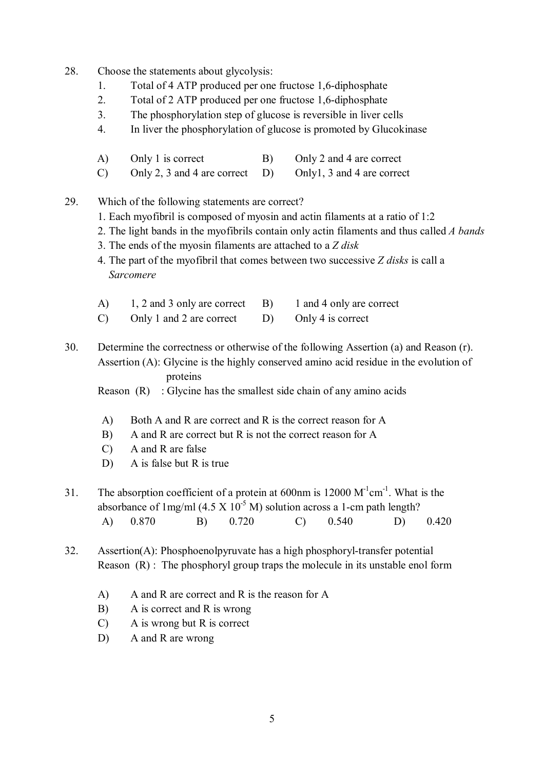28. Choose the statements about glycolysis:
    1. Total of 4 ATP produced per one fructose 1,6-diphosphate
    2. Total of 2 ATP produced per one fructose 1,6-diphosphate
    3. The phosphorylation step of glucose is reversible in liver cells
    4. In liver the phosphorylation of glucose is promoted by Glucokinase

    A) Only 1 is correct  B) Only 2 and 4 are correct
    C) Only 2, 3 and 4 are correct  D) Only1, 3 and 4 are correct

29. Which of the following statements are correct?
    1. Each myofibril is composed of myosin and actin filaments at a ratio of 1:2
    2. The light bands in the myofibrils contain only actin filaments and thus called *A bands*
    3. The ends of the myosin filaments are attached to a *Z disk*
    4. The part of the myofibril that comes between two successive *Z disks* is call a *Sarcomere*

    A) 1, 2 and 3 only are correct  B) 1 and 4 only are correct
    C) Only 1 and 2 are correct  D) Only 4 is correct

30. Determine the correctness or otherwise of the following Assertion (a) and Reason (r).
    Assertion (A): Glycine is the highly conserved amino acid residue in the evolution of proteins
    Reason (R) : Glycine has the smallest side chain of any amino acids

    A) Both A and R are correct and R is the correct reason for A
    B) A and R are correct but R is not the correct reason for A
    C) A and R are false
    D) A is false but R is true

31. The absorption coefficient of a protein at 600nm is 12000 $M^{-1}cm^{-1}$. What is the absorbance of 1mg/ml ($4.5 \times 10^{-5}$ M) solution across a 1-cm path length?
    A) 0.870  B) 0.720  C) 0.540  D) 0.420

32. Assertion(A): Phosphoenolpyruvate has a high phosphoryl-transfer potential
    Reason (R) : The phosphoryl group traps the molecule in its unstable enol form

    A) A and R are correct and R is the reason for A
    B) A is correct and R is wrong
    C) A is wrong but R is correct
    D) A and R are wrong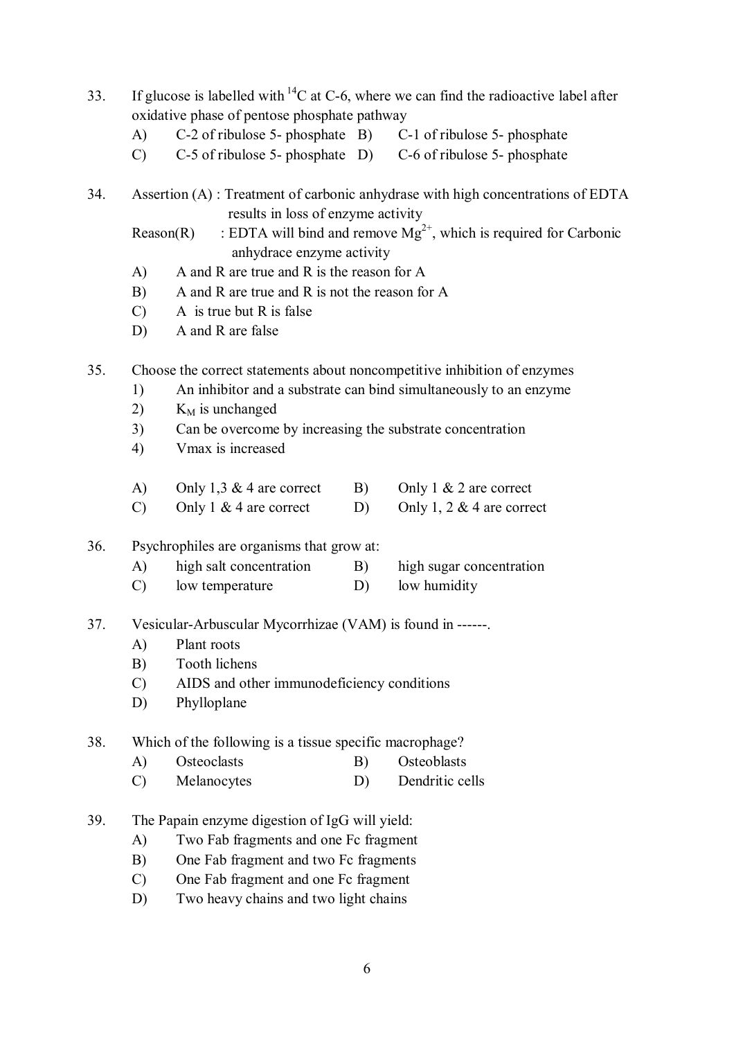33. If glucose is labelled with $^{14}C$ at C-6, where we can find the radioactive label after oxidative phase of pentose phosphate pathway

   A) C-2 of ribulose 5- phosphate  B) C-1 of ribulose 5- phosphate
   C) C-5 of ribulose 5- phosphate  D) C-6 of ribulose 5- phosphate

34. Assertion (A) : Treatment of carbonic anhydrase with high concentrations of EDTA results in loss of enzyme activity

   Reason(R) : EDTA will bind and remove $Mg^{2+}$, which is required for Carbonic anhydrace enzyme activity

   A) A and R are true and R is the reason for A
   B) A and R are true and R is not the reason for A
   C) A is true but R is false
   D) A and R are false

35. Choose the correct statements about noncompetitive inhibition of enzymes

   1) An inhibitor and a substrate can bind simultaneously to an enzyme
   2) $K_M$ is unchanged
   3) Can be overcome by increasing the substrate concentration
   4) Vmax is increased

   A) Only 1,3 & 4 are correct  B) Only 1 & 2 are correct
   C) Only 1 & 4 are correct  D) Only 1, 2 & 4 are correct

36. Psychrophiles are organisms that grow at:

   A) high salt concentration  B) high sugar concentration
   C) low temperature  D) low humidity

37. Vesicular-Arbuscular Mycorrhizae (VAM) is found in ------.

   A) Plant roots
   B) Tooth lichens
   C) AIDS and other immunodeficiency conditions
   D) Phylloplane

38. Which of the following is a tissue specific macrophage?

   A) Osteoclasts  B) Osteoblasts
   C) Melanocytes  D) Dendritic cells

39. The Papain enzyme digestion of IgG will yield:

   A) Two Fab fragments and one Fc fragment
   B) One Fab fragment and two Fc fragments
   C) One Fab fragment and one Fc fragment
   D) Two heavy chains and two light chains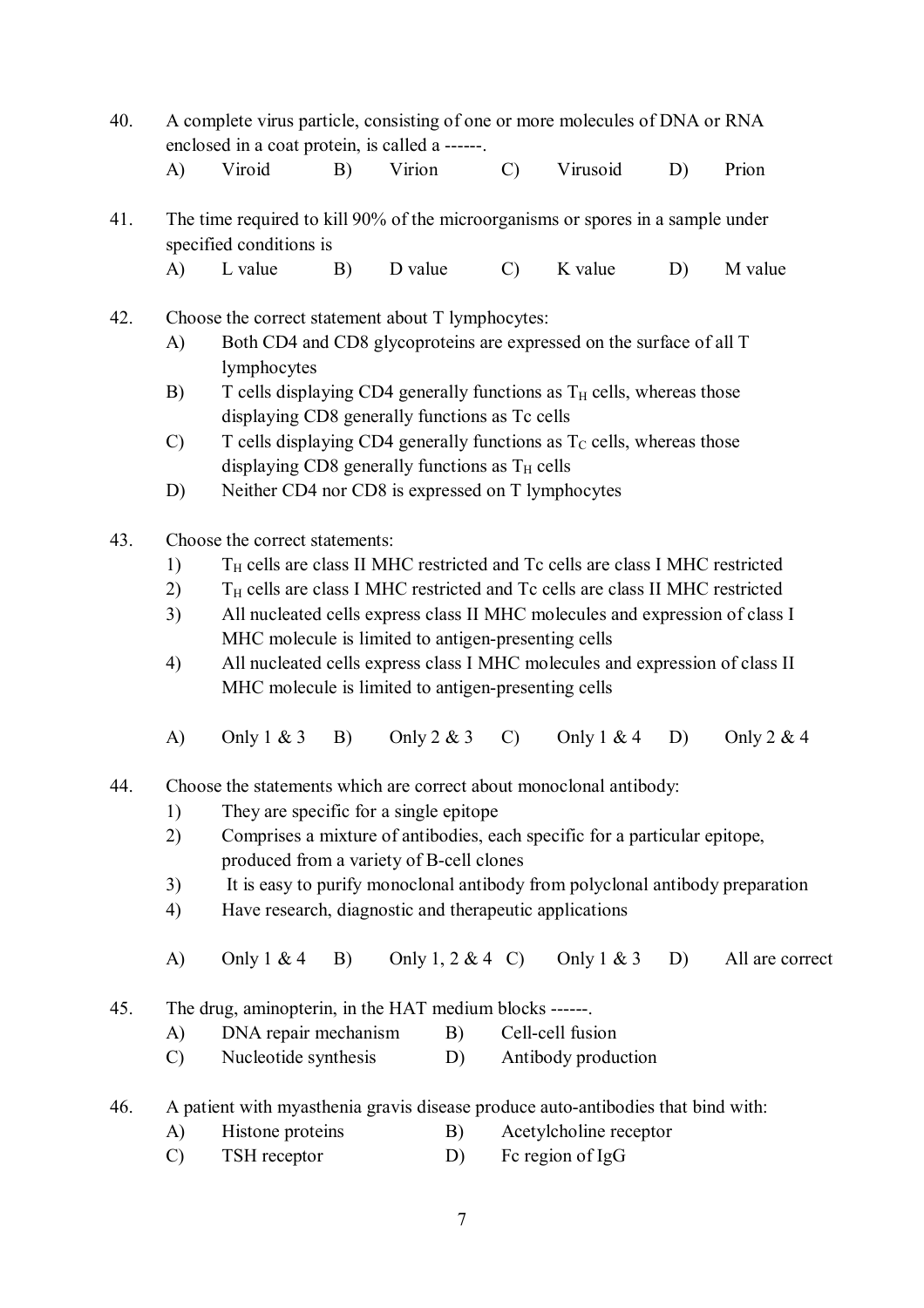40. A complete virus particle, consisting of one or more molecules of DNA or RNA enclosed in a coat protein, is called a ------.

    A) Viroid B) Virion C) Virusoid D) Prion

41. The time required to kill 90% of the microorganisms or spores in a sample under specified conditions is

    A) L value B) D value C) K value D) M value

42. Choose the correct statement about T lymphocytes:

    A) Both CD4 and CD8 glycoproteins are expressed on the surface of all T lymphocytes
    B) T cells displaying CD4 generally functions as $T_H$ cells, whereas those displaying CD8 generally functions as Tc cells
    C) T cells displaying CD4 generally functions as $T_C$ cells, whereas those displaying CD8 generally functions as $T_H$ cells
    D) Neither CD4 nor CD8 is expressed on T lymphocytes

43. Choose the correct statements:

    1) $T_H$ cells are class II MHC restricted and Tc cells are class I MHC restricted
    2) $T_H$ cells are class I MHC restricted and Tc cells are class II MHC restricted
    3) All nucleated cells express class II MHC molecules and expression of class I MHC molecule is limited to antigen-presenting cells
    4) All nucleated cells express class I MHC molecules and expression of class II MHC molecule is limited to antigen-presenting cells

    A) Only 1 & 3 B) Only 2 & 3 C) Only 1 & 4 D) Only 2 & 4

44. Choose the statements which are correct about monoclonal antibody:

    1) They are specific for a single epitope
    2) Comprises a mixture of antibodies, each specific for a particular epitope, produced from a variety of B-cell clones
    3) It is easy to purify monoclonal antibody from polyclonal antibody preparation
    4) Have research, diagnostic and therapeutic applications

    A) Only 1 & 4 B) Only 1, 2 & 4 C) Only 1 & 3 D) All are correct

45. The drug, aminopterin, in the HAT medium blocks ------.

    A) DNA repair mechanism B) Cell-cell fusion
    C) Nucleotide synthesis D) Antibody production

46. A patient with myasthenia gravis disease produce auto-antibodies that bind with:

    A) Histone proteins B) Acetylcholine receptor
    C) TSH receptor D) Fc region of IgG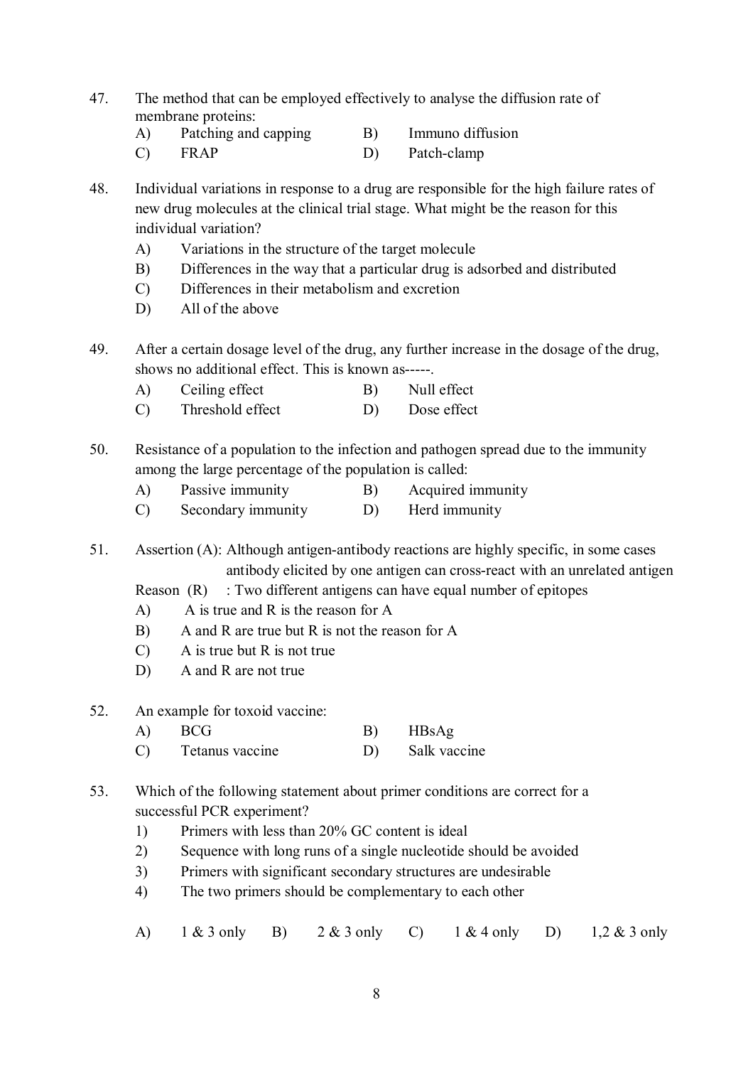47. The method that can be employed effectively to analyse the diffusion rate of membrane proteins:

   A) Patching and capping  B) Immuno diffusion
   C) FRAP  D) Patch-clamp

48. Individual variations in response to a drug are responsible for the high failure rates of new drug molecules at the clinical trial stage. What might be the reason for this individual variation?

   A) Variations in the structure of the target molecule
   B) Differences in the way that a particular drug is adsorbed and distributed
   C) Differences in their metabolism and excretion
   D) All of the above

49. After a certain dosage level of the drug, any further increase in the dosage of the drug, shows no additional effect. This is known as-----.

   A) Ceiling effect  B) Null effect
   C) Threshold effect  D) Dose effect

50. Resistance of a population to the infection and pathogen spread due to the immunity among the large percentage of the population is called:

   A) Passive immunity  B) Acquired immunity
   C) Secondary immunity  D) Herd immunity

51. Assertion (A): Although antigen-antibody reactions are highly specific, in some cases antibody elicited by one antigen can cross-react with an unrelated antigen

   Reason (R) : Two different antigens can have equal number of epitopes

   A) A is true and R is the reason for A
   B) A and R are true but R is not the reason for A
   C) A is true but R is not true
   D) A and R are not true

52. An example for toxoid vaccine:

   A) BCG  B) HBsAg
   C) Tetanus vaccine  D) Salk vaccine

53. Which of the following statement about primer conditions are correct for a successful PCR experiment?

   1) Primers with less than 20% GC content is ideal
   2) Sequence with long runs of a single nucleotide should be avoided
   3) Primers with significant secondary structures are undesirable
   4) The two primers should be complementary to each other

   A) 1 & 3 only  B) 2 & 3 only  C) 1 & 4 only  D) 1,2 & 3 only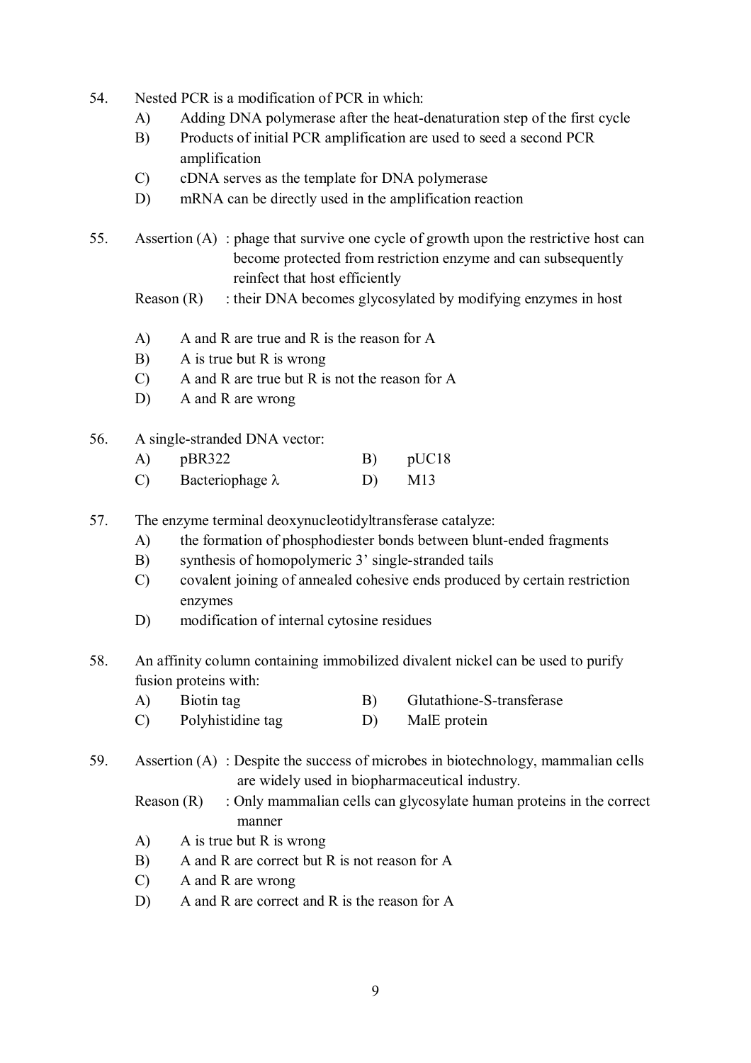54. Nested PCR is a modification of PCR in which:
    A) Adding DNA polymerase after the heat-denaturation step of the first cycle
    B) Products of initial PCR amplification are used to seed a second PCR amplification
    C) cDNA serves as the template for DNA polymerase
    D) mRNA can be directly used in the amplification reaction

55. Assertion (A) : phage that survive one cycle of growth upon the restrictive host can become protected from restriction enzyme and can subsequently reinfect that host efficiently

    Reason (R) : their DNA becomes glycosylated by modifying enzymes in host

    A) A and R are true and R is the reason for A
    B) A is true but R is wrong
    C) A and R are true but R is not the reason for A
    D) A and R are wrong

56. A single-stranded DNA vector:
    A) pBR322
    B) pUC18
    C) Bacteriophage λ
    D) M13

57. The enzyme terminal deoxynucleotidyltransferase catalyze:
    A) the formation of phosphodiester bonds between blunt-ended fragments
    B) synthesis of homopolymeric 3' single-stranded tails
    C) covalent joining of annealed cohesive ends produced by certain restriction enzymes
    D) modification of internal cytosine residues

58. An affinity column containing immobilized divalent nickel can be used to purify fusion proteins with:
    A) Biotin tag
    B) Glutathione-S-transferase
    C) Polyhistidine tag
    D) MalE protein

59. Assertion (A) : Despite the success of microbes in biotechnology, mammalian cells are widely used in biopharmaceutical industry.

    Reason (R) : Only mammalian cells can glycosylate human proteins in the correct manner

    A) A is true but R is wrong
    B) A and R are correct but R is not reason for A
    C) A and R are wrong
    D) A and R are correct and R is the reason for A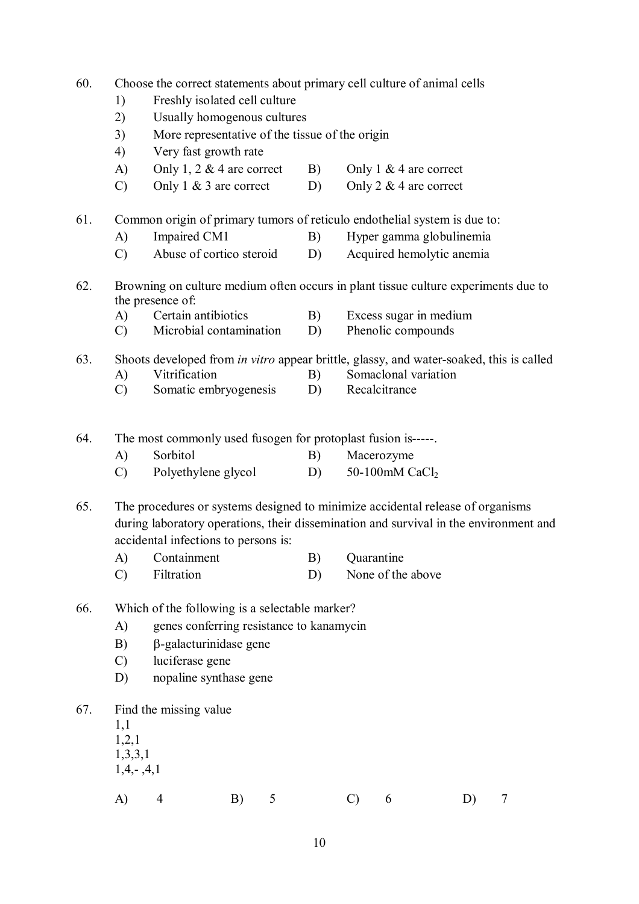60. Choose the correct statements about primary cell culture of animal cells
   1) Freshly isolated cell culture
   2) Usually homogenous cultures
   3) More representative of the tissue of the origin
   4) Very fast growth rate

   A) Only 1, 2 & 4 are correct   B) Only 1 & 4 are correct
   C) Only 1 & 3 are correct   D) Only 2 & 4 are correct

61. Common origin of primary tumors of reticulo endothelial system is due to:
   A) Impaired CM1   B) Hyper gamma globulinemia
   C) Abuse of cortico steroid   D) Acquired hemolytic anemia

62. Browning on culture medium often occurs in plant tissue culture experiments due to the presence of:
   A) Certain antibiotics   B) Excess sugar in medium
   C) Microbial contamination   D) Phenolic compounds

63. Shoots developed from *in vitro* appear brittle, glassy, and water-soaked, this is called
   A) Vitrification   B) Somaclonal variation
   C) Somatic embryogenesis   D) Recalcitrance

64. The most commonly used fusogen for protoplast fusion is-----.
   A) Sorbitol   B) Macerozyme
   C) Polyethylene glycol   D) 50-100mM $CaCl_2$

65. The procedures or systems designed to minimize accidental release of organisms during laboratory operations, their dissemination and survival in the environment and accidental infections to persons is:
   A) Containment   B) Quarantine
   C) Filtration   D) None of the above

66. Which of the following is a selectable marker?
   A) genes conferring resistance to kanamycin
   B) β-galacturinidase gene
   C) luciferase gene
   D) nopaline synthase gene

67. Find the missing value

   1,1
   1,2,1
   1,3,3,1
   1,4,- ,4,1

   A) 4   B) 5   C) 6   D) 7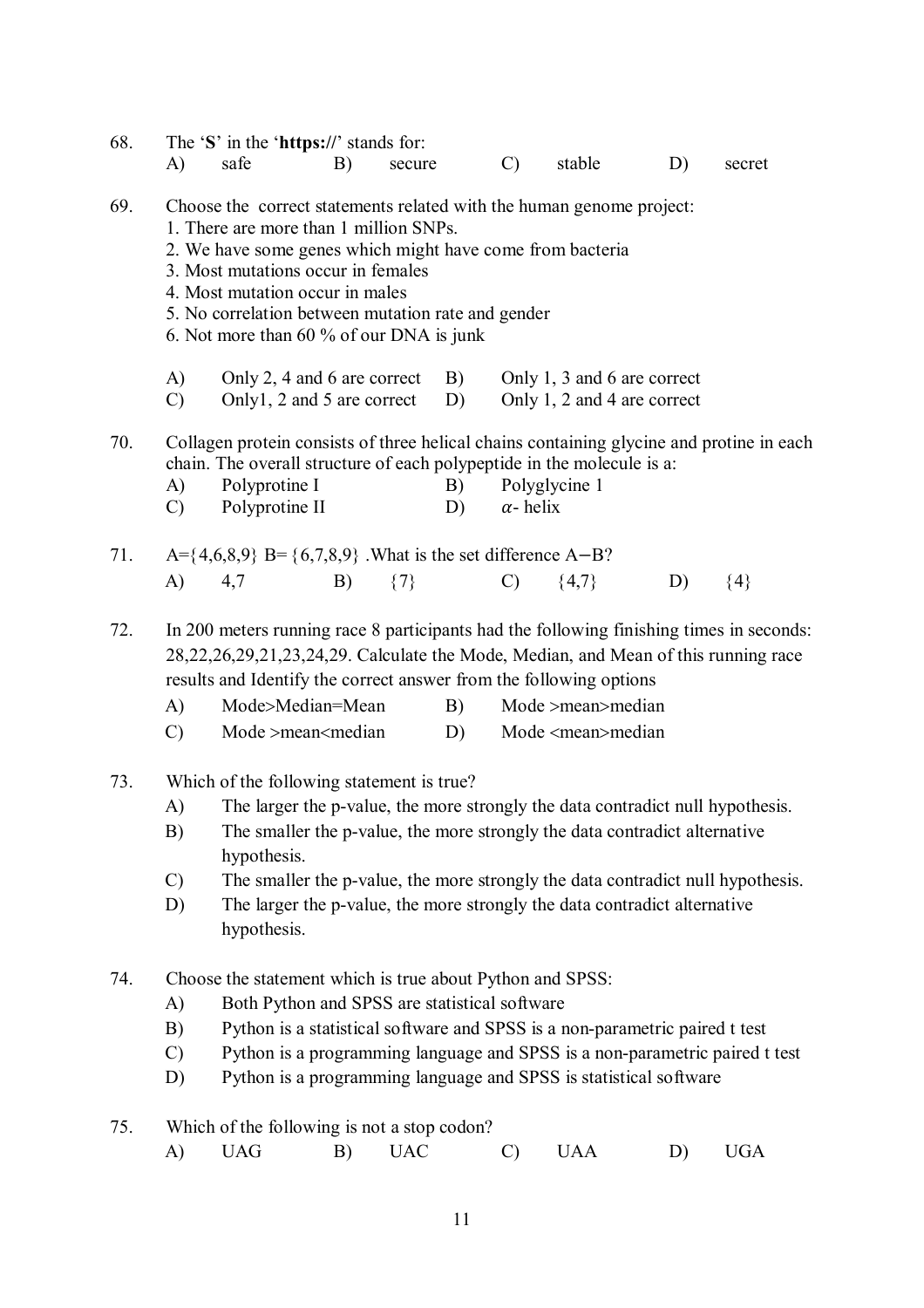68. The '**S**' in the '**https://**' stands for:

A) safe B) secure C) stable D) secret

69. Choose the correct statements related with the human genome project:

1. There are more than 1 million SNPs.
2. We have some genes which might have come from bacteria
3. Most mutations occur in females
4. Most mutation occur in males
5. No correlation between mutation rate and gender
6. Not more than 60 % of our DNA is junk

A) Only 2, 4 and 6 are correct
B) Only 1, 3 and 6 are correct
C) Only1, 2 and 5 are correct
D) Only 1, 2 and 4 are correct

70. Collagen protein consists of three helical chains containing glycine and protine in each chain. The overall structure of each polypeptide in the molecule is a:

A) Polyprotine I
B) Polyglycine 1
C) Polyprotine II
D) $\alpha$- helix

71. A={4,6,8,9} B= {6,7,8,9} .What is the set difference A−B?

A) 4,7 B) {7} C) {4,7} D) {4}

72. In 200 meters running race 8 participants had the following finishing times in seconds: 28,22,26,29,21,23,24,29. Calculate the Mode, Median, and Mean of this running race results and Identify the correct answer from the following options

A) Mode>Median=Mean
B) Mode >mean>median
C) Mode >mean<median
D) Mode <mean>median

73. Which of the following statement is true?

A) The larger the p-value, the more strongly the data contradict null hypothesis.
B) The smaller the p-value, the more strongly the data contradict alternative hypothesis.
C) The smaller the p-value, the more strongly the data contradict null hypothesis.
D) The larger the p-value, the more strongly the data contradict alternative hypothesis.

74. Choose the statement which is true about Python and SPSS:

A) Both Python and SPSS are statistical software
B) Python is a statistical software and SPSS is a non-parametric paired t test
C) Python is a programming language and SPSS is a non-parametric paired t test
D) Python is a programming language and SPSS is statistical software

75. Which of the following is not a stop codon?

A) UAG B) UAC C) UAA D) UGA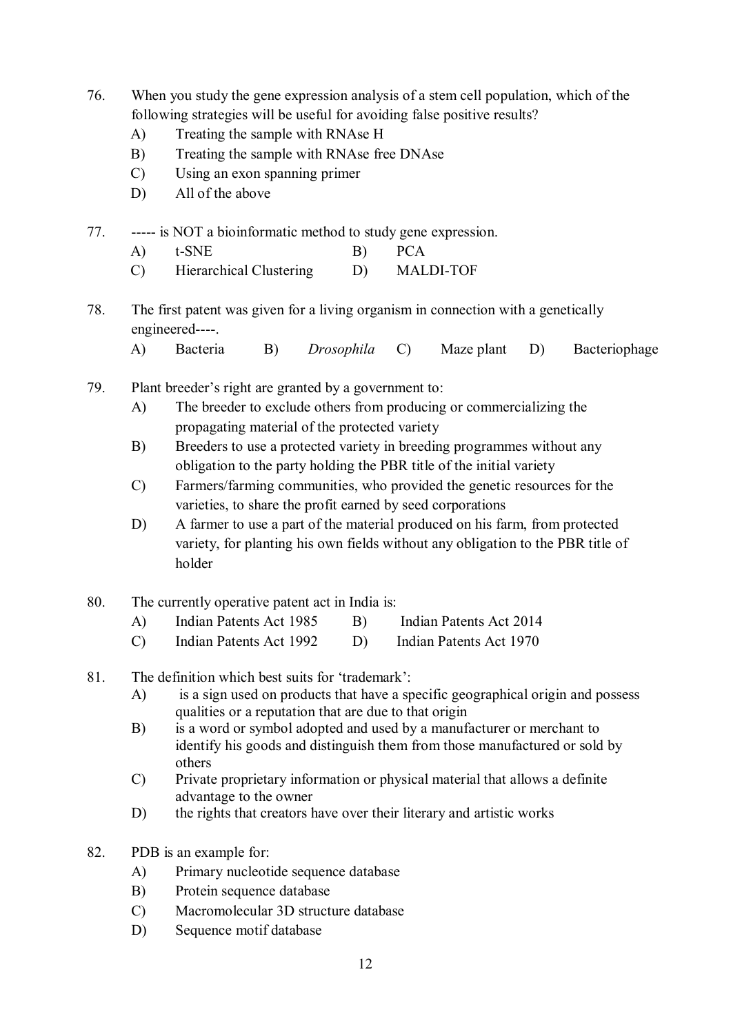76. When you study the gene expression analysis of a stem cell population, which of the following strategies will be useful for avoiding false positive results?
    - A) Treating the sample with RNAse H
    - B) Treating the sample with RNAse free DNAse
    - C) Using an exon spanning primer
    - D) All of the above

77. ----- is NOT a bioinformatic method to study gene expression.
    - A) t-SNE
    - B) PCA
    - C) Hierarchical Clustering
    - D) MALDI-TOF

78. The first patent was given for a living organism in connection with a genetically engineered----.
    - A) Bacteria
    - B) *Drosophila*
    - C) Maze plant
    - D) Bacteriophage

79. Plant breeder's right are granted by a government to:
    - A) The breeder to exclude others from producing or commercializing the propagating material of the protected variety
    - B) Breeders to use a protected variety in breeding programmes without any obligation to the party holding the PBR title of the initial variety
    - C) Farmers/farming communities, who provided the genetic resources for the varieties, to share the profit earned by seed corporations
    - D) A farmer to use a part of the material produced on his farm, from protected variety, for planting his own fields without any obligation to the PBR title of holder

80. The currently operative patent act in India is:
    - A) Indian Patents Act 1985
    - B) Indian Patents Act 2014
    - C) Indian Patents Act 1992
    - D) Indian Patents Act 1970

81. The definition which best suits for 'trademark':
    - A) is a sign used on products that have a specific geographical origin and possess qualities or a reputation that are due to that origin
    - B) is a word or symbol adopted and used by a manufacturer or merchant to identify his goods and distinguish them from those manufactured or sold by others
    - C) Private proprietary information or physical material that allows a definite advantage to the owner
    - D) the rights that creators have over their literary and artistic works

82. PDB is an example for:
    - A) Primary nucleotide sequence database
    - B) Protein sequence database
    - C) Macromolecular 3D structure database
    - D) Sequence motif database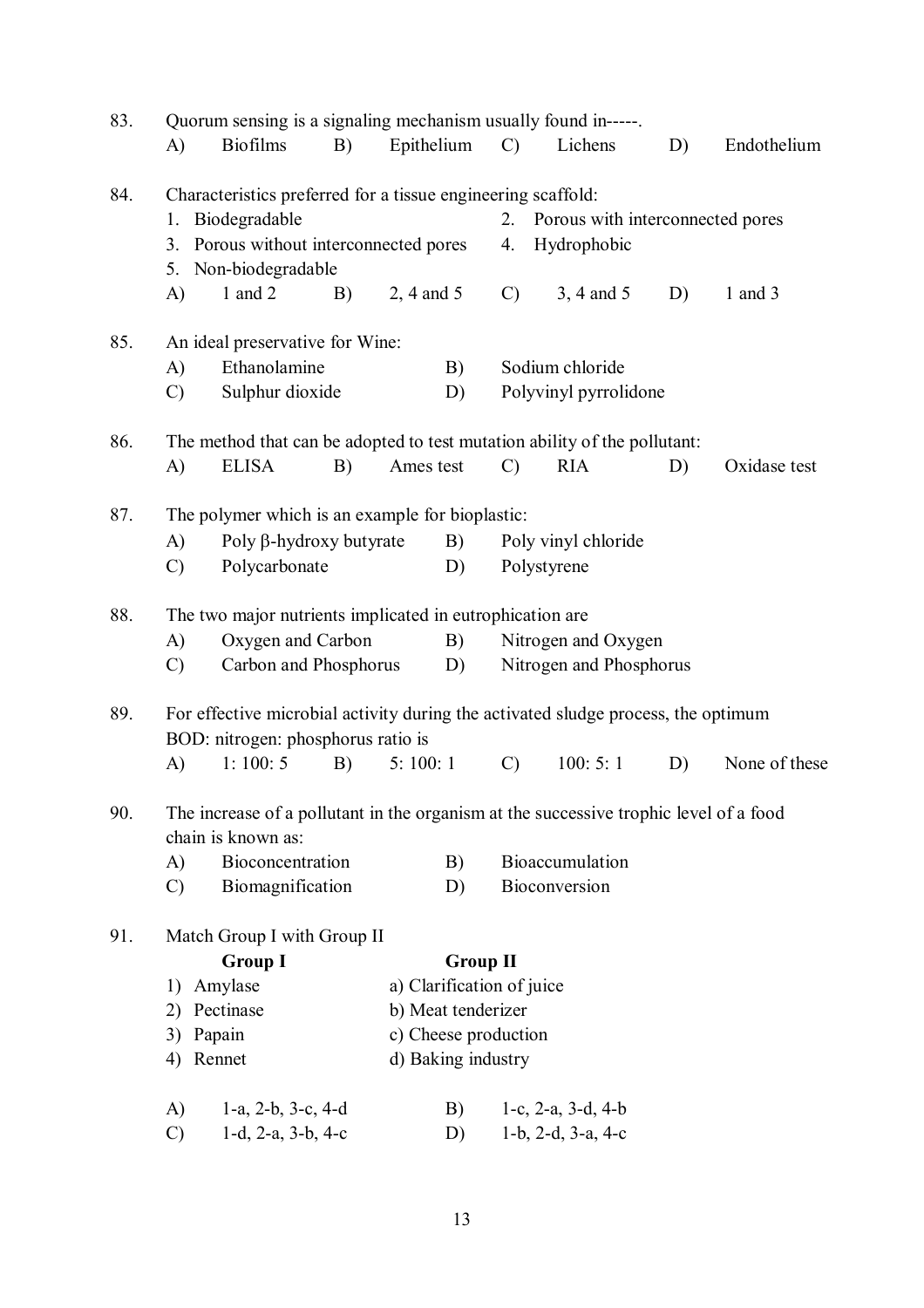83. Quorum sensing is a signaling mechanism usually found in-----.

A) Biofilms B) Epithelium C) Lichens D) Endothelium

84. Characteristics preferred for a tissue engineering scaffold:

1. Biodegradable
2. Porous with interconnected pores
3. Porous without interconnected pores
4. Hydrophobic
5. Non-biodegradable

A) 1 and 2 B) 2, 4 and 5 C) 3, 4 and 5 D) 1 and 3

85. An ideal preservative for Wine:

A) Ethanolamine B) Sodium chloride
C) Sulphur dioxide D) Polyvinyl pyrrolidone

86. The method that can be adopted to test mutation ability of the pollutant:

A) ELISA B) Ames test C) RIA D) Oxidase test

87. The polymer which is an example for bioplastic:

A) Poly β-hydroxy butyrate B) Poly vinyl chloride
C) Polycarbonate D) Polystyrene

88. The two major nutrients implicated in eutrophication are

A) Oxygen and Carbon B) Nitrogen and Oxygen
C) Carbon and Phosphorus D) Nitrogen and Phosphorus

89. For effective microbial activity during the activated sludge process, the optimum BOD: nitrogen: phosphorus ratio is

A) 1: 100: 5 B) 5: 100: 1 C) 100: 5: 1 D) None of these

90. The increase of a pollutant in the organism at the successive trophic level of a food chain is known as:

A) Bioconcentration B) Bioaccumulation
C) Biomagnification D) Bioconversion

91. Match Group I with Group II

| Group I | Group II |
|---|---|
| 1) Amylase | a) Clarification of juice |
| 2) Pectinase | b) Meat tenderizer |
| 3) Papain | c) Cheese production |
| 4) Rennet | d) Baking industry |

A) 1-a, 2-b, 3-c, 4-d B) 1-c, 2-a, 3-d, 4-b
C) 1-d, 2-a, 3-b, 4-c D) 1-b, 2-d, 3-a, 4-c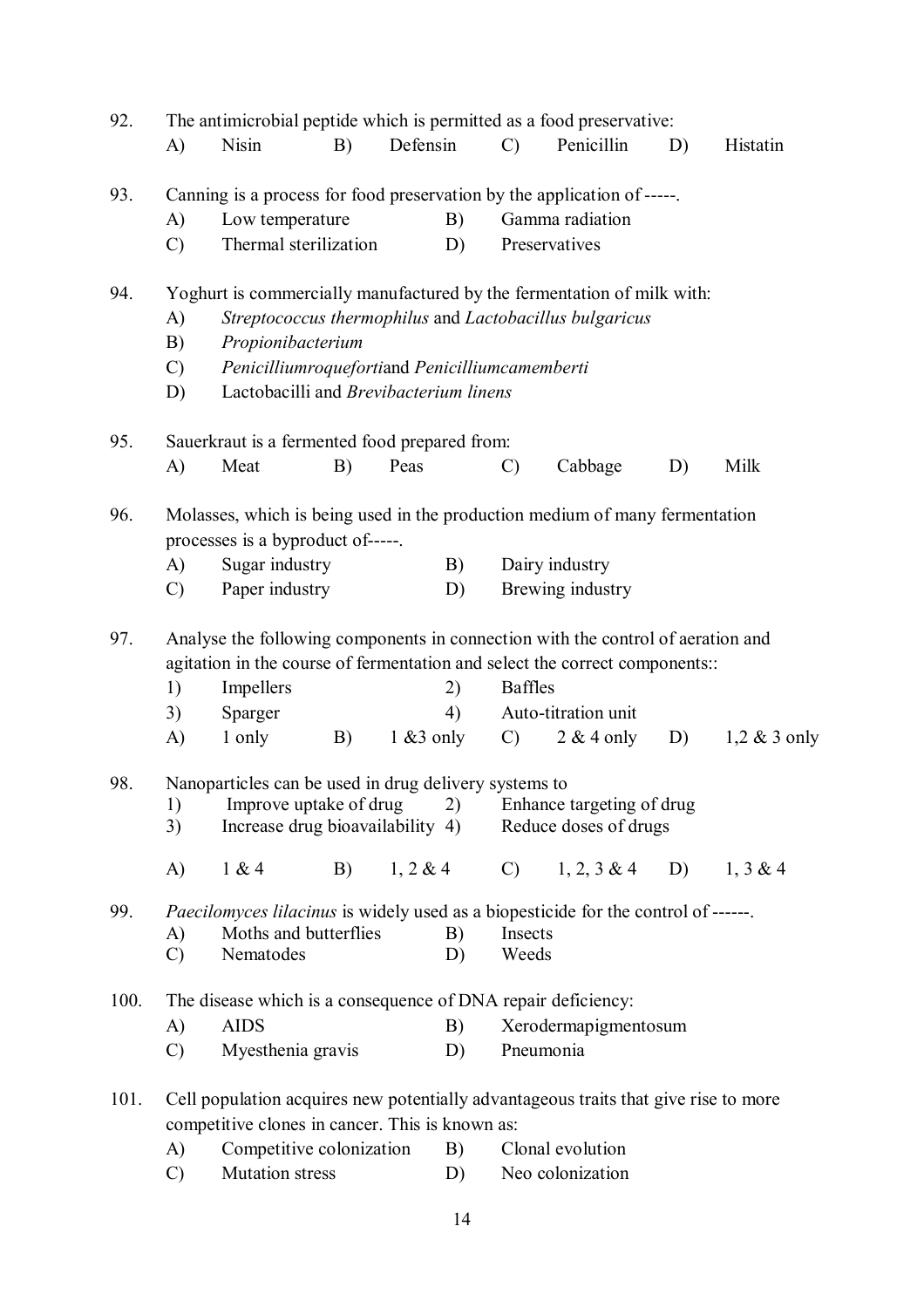92. The antimicrobial peptide which is permitted as a food preservative:
    A) Nisin B) Defensin C) Penicillin D) Histatin

93. Canning is a process for food preservation by the application of -----.
    A) Low temperature B) Gamma radiation
    C) Thermal sterilization D) Preservatives

94. Yoghurt is commercially manufactured by the fermentation of milk with:
    A) *Streptococcus thermophilus* and *Lactobacillus bulgaricus*
    B) *Propionibacterium*
    C) *Penicilliumroqueforti*and *Penicilliumcamemberti*
    D) Lactobacilli and *Brevibacterium linens*

95. Sauerkraut is a fermented food prepared from:
    A) Meat B) Peas C) Cabbage D) Milk

96. Molasses, which is being used in the production medium of many fermentation processes is a byproduct of-----.
    A) Sugar industry B) Dairy industry
    C) Paper industry D) Brewing industry

97. Analyse the following components in connection with the control of aeration and agitation in the course of fermentation and select the correct components::
    1) Impellers 2) Baffles
    3) Sparger 4) Auto-titration unit
    A) 1 only B) 1 &3 only C) 2 & 4 only D) 1,2 & 3 only

98. Nanoparticles can be used in drug delivery systems to
    1) Improve uptake of drug 2) Enhance targeting of drug
    3) Increase drug bioavailability 4) Reduce doses of drugs

    A) 1 & 4 B) 1, 2 & 4 C) 1, 2, 3 & 4 D) 1, 3 & 4

99. *Paecilomyces lilacinus* is widely used as a biopesticide for the control of ------.
    A) Moths and butterflies B) Insects
    C) Nematodes D) Weeds

100. The disease which is a consequence of DNA repair deficiency:
    A) AIDS B) Xerodermapigmentosum
    C) Myesthenia gravis D) Pneumonia

101. Cell population acquires new potentially advantageous traits that give rise to more competitive clones in cancer. This is known as:
    A) Competitive colonization B) Clonal evolution
    C) Mutation stress D) Neo colonization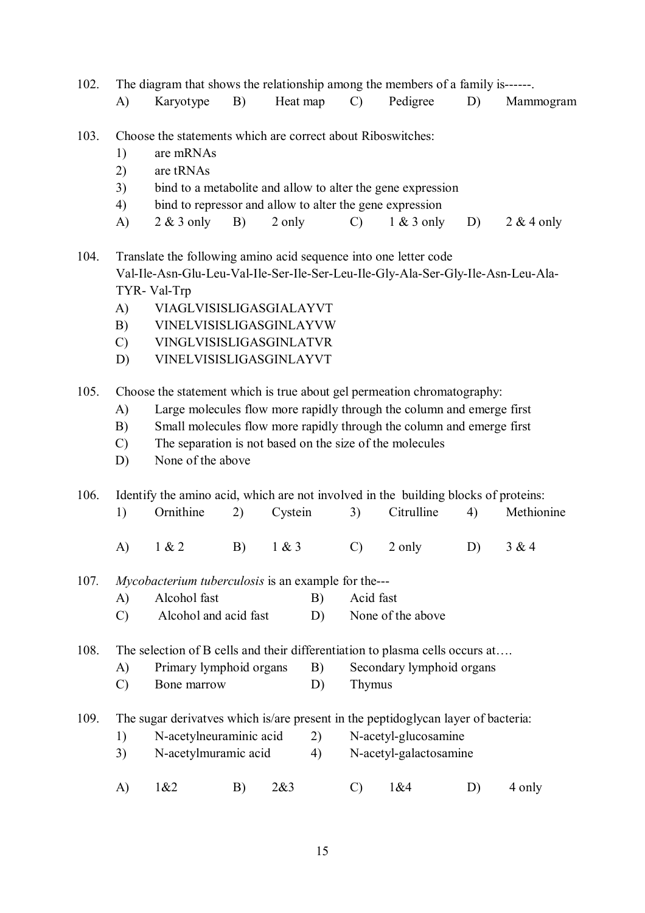102. The diagram that shows the relationship among the members of a family is------.

A) Karyotype B) Heat map C) Pedigree D) Mammogram

103. Choose the statements which are correct about Riboswitches:

1) are mRNAs
2) are tRNAs
3) bind to a metabolite and allow to alter the gene expression
4) bind to repressor and allow to alter the gene expression

A) 2 & 3 only B) 2 only C) 1 & 3 only D) 2 & 4 only

104. Translate the following amino acid sequence into one letter code
Val-Ile-Asn-Glu-Leu-Val-Ile-Ser-Ile-Ser-Leu-Ile-Gly-Ala-Ser-Gly-Ile-Asn-Leu-Ala-TYR- Val-Trp

A) VIAGLVISISLIGASGIALAYVT
B) VINELVISISLIGASGINLAYVW
C) VINGLVISISLIGASGINLATVR
D) VINELVISISLIGASGINLAYVT

105. Choose the statement which is true about gel permeation chromatography:

A) Large molecules flow more rapidly through the column and emerge first
B) Small molecules flow more rapidly through the column and emerge first
C) The separation is not based on the size of the molecules
D) None of the above

106. Identify the amino acid, which are not involved in the building blocks of proteins:

1) Ornithine 2) Cystein 3) Citrulline 4) Methionine

A) 1 & 2 B) 1 & 3 C) 2 only D) 3 & 4

107. *Mycobacterium tuberculosis* is an example for the---

A) Alcohol fast B) Acid fast
C) Alcohol and acid fast D) None of the above

108. The selection of B cells and their differentiation to plasma cells occurs at….

A) Primary lymphoid organs B) Secondary lymphoid organs
C) Bone marrow D) Thymus

109. The sugar derivatves which is/are present in the peptidoglycan layer of bacteria:

1) N-acetylneuraminic acid 2) N-acetyl-glucosamine
3) N-acetylmuramic acid 4) N-acetyl-galactosamine

A) 1&2 B) 2&3 C) 1&4 D) 4 only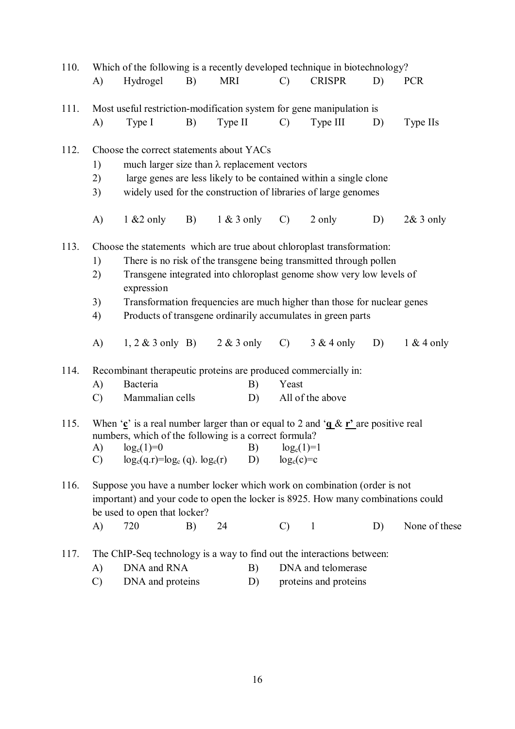110. Which of the following is a recently developed technique in biotechnology?

A) Hydrogel B) MRI C) CRISPR D) PCR

111. Most useful restriction-modification system for gene manipulation is

A) Type I B) Type II C) Type III D) Type IIs

112. Choose the correct statements about YACs

1) much larger size than $\lambda$ replacement vectors
2) large genes are less likely to be contained within a single clone
3) widely used for the construction of libraries of large genomes

A) 1 &2 only B) 1 & 3 only C) 2 only D) 2& 3 only

113. Choose the statements which are true about chloroplast transformation:

1) There is no risk of the transgene being transmitted through pollen
2) Transgene integrated into chloroplast genome show very low levels of expression
3) Transformation frequencies are much higher than those for nuclear genes
4) Products of transgene ordinarily accumulates in green parts

A) 1, 2 & 3 only B) 2 & 3 only C) 3 & 4 only D) 1 & 4 only

114. Recombinant therapeutic proteins are produced commercially in:

A) Bacteria B) Yeast
C) Mammalian cells D) All of the above

115. When '**c**' is a real number larger than or equal to 2 and '**q** & **r'** are positive real numbers, which of the following is a correct formula?

A) $\log_c(1)=0$ B) $\log_c(1)=1$
C) $\log_c(q.r)=\log_c(q).\log_c(r)$ D) $\log_c(c)=c$

116. Suppose you have a number locker which work on combination (order is not important) and your code to open the locker is 8925. How many combinations could be used to open that locker?

A) 720 B) 24 C) 1 D) None of these

117. The ChIP-Seq technology is a way to find out the interactions between:

A) DNA and RNA B) DNA and telomerase
C) DNA and proteins D) proteins and proteins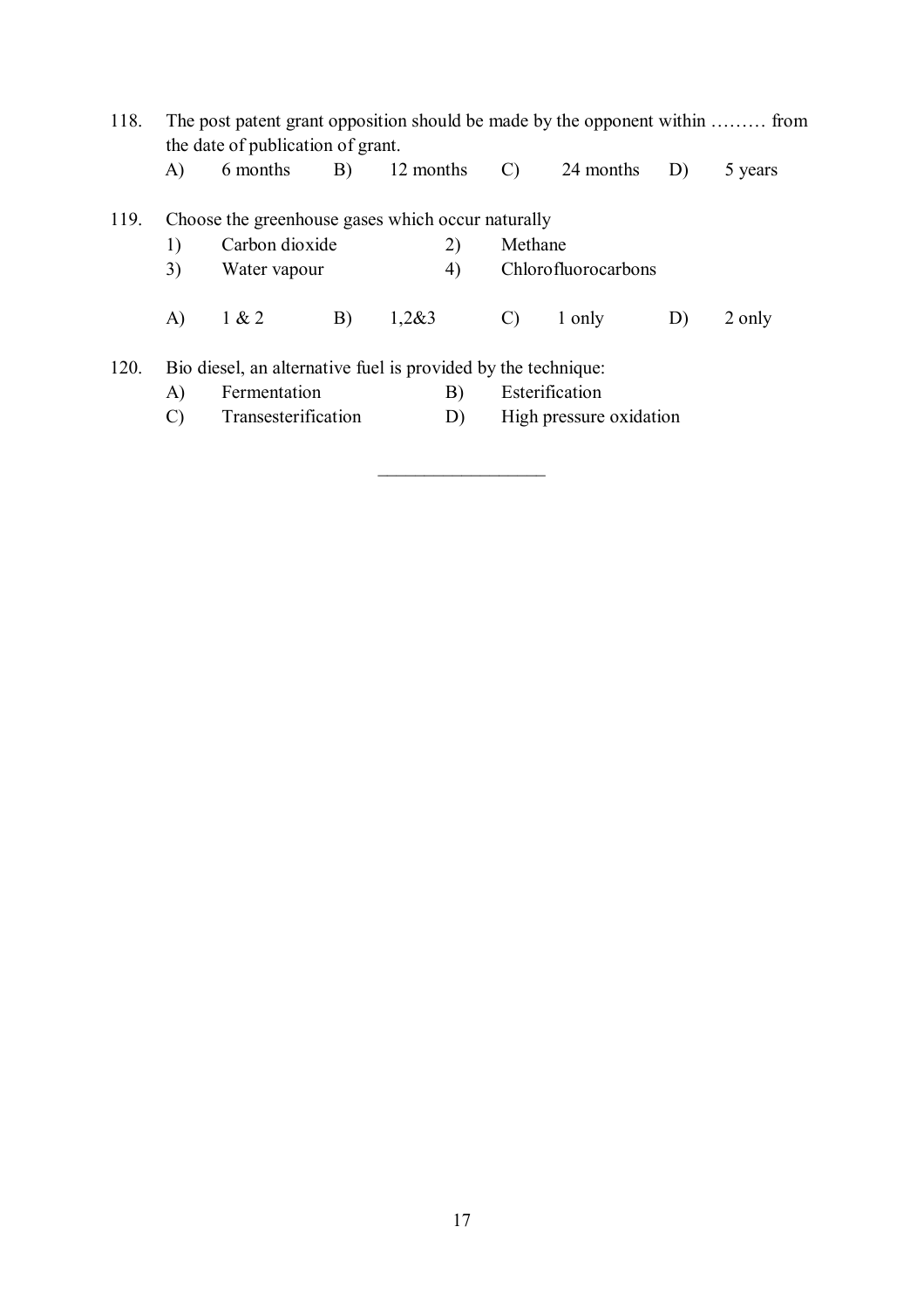118. The post patent grant opposition should be made by the opponent within ……… from the date of publication of grant.

A) 6 months B) 12 months C) 24 months D) 5 years

119. Choose the greenhouse gases which occur naturally

1) Carbon dioxide 2) Methane
3) Water vapour 4) Chlorofluorocarbons

A) 1 & 2 B) 1,2&3 C) 1 only D) 2 only

120. Bio diesel, an alternative fuel is provided by the technique:

A) Fermentation B) Esterification
C) Transesterification D) High pressure oxidation

---